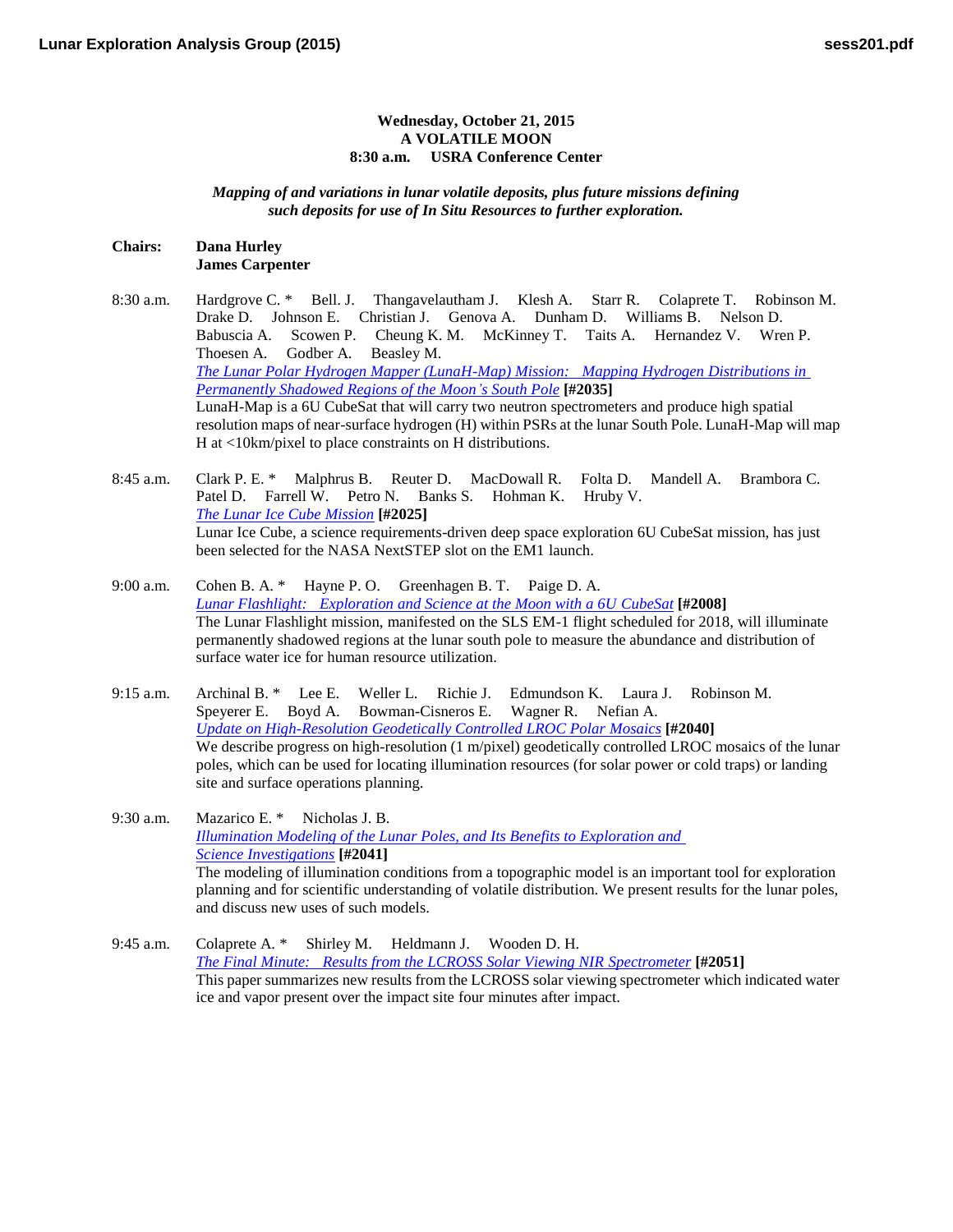**Wednesday, October 21, 2015**
**A VOLATILE MOON**
**8:30 a.m. USRA Conference Center**

***Mapping of and variations in lunar volatile deposits, plus future missions defining such deposits for use of In Situ Resources to further exploration.***

**Chairs:** **Dana Hurley**
**James Carpenter**

8:30 a.m. Hardgrove C. * Bell. J. Thangavelautham J. Klesh A. Starr R. Colaprete T. Robinson M. Drake D. Johnson E. Christian J. Genova A. Dunham D. Williams B. Nelson D. Babuscia A. Scowen P. Cheung K. M. McKinney T. Taits A. Hernandez V. Wren P. Thoesen A. Godber A. Beasley M.
*The Lunar Polar Hydrogen Mapper (LunaH-Map) Mission: Mapping Hydrogen Distributions in Permanently Shadowed Regions of the Moon's South Pole* **[#2035]**
LunaH-Map is a 6U CubeSat that will carry two neutron spectrometers and produce high spatial resolution maps of near-surface hydrogen (H) within PSRs at the lunar South Pole. LunaH-Map will map H at <10km/pixel to place constraints on H distributions.

8:45 a.m. Clark P. E. * Malphrus B. Reuter D. MacDowall R. Folta D. Mandell A. Brambora C. Patel D. Farrell W. Petro N. Banks S. Hohman K. Hruby V.
*The Lunar Ice Cube Mission* **[#2025]**
Lunar Ice Cube, a science requirements-driven deep space exploration 6U CubeSat mission, has just been selected for the NASA NextSTEP slot on the EM1 launch.

9:00 a.m. Cohen B. A. * Hayne P. O. Greenhagen B. T. Paige D. A.
*Lunar Flashlight: Exploration and Science at the Moon with a 6U CubeSat* **[#2008]**
The Lunar Flashlight mission, manifested on the SLS EM-1 flight scheduled for 2018, will illuminate permanently shadowed regions at the lunar south pole to measure the abundance and distribution of surface water ice for human resource utilization.

9:15 a.m. Archinal B. * Lee E. Weller L. Richie J. Edmundson K. Laura J. Robinson M. Speyerer E. Boyd A. Bowman-Cisneros E. Wagner R. Nefian A.
*Update on High-Resolution Geodetically Controlled LROC Polar Mosaics* **[#2040]**
We describe progress on high-resolution (1 m/pixel) geodetically controlled LROC mosaics of the lunar poles, which can be used for locating illumination resources (for solar power or cold traps) or landing site and surface operations planning.

9:30 a.m. Mazarico E. * Nicholas J. B.
*Illumination Modeling of the Lunar Poles, and Its Benefits to Exploration and Science Investigations* **[#2041]**
The modeling of illumination conditions from a topographic model is an important tool for exploration planning and for scientific understanding of volatile distribution. We present results for the lunar poles, and discuss new uses of such models.

9:45 a.m. Colaprete A. * Shirley M. Heldmann J. Wooden D. H.
*The Final Minute: Results from the LCROSS Solar Viewing NIR Spectrometer* **[#2051]**
This paper summarizes new results from the LCROSS solar viewing spectrometer which indicated water ice and vapor present over the impact site four minutes after impact.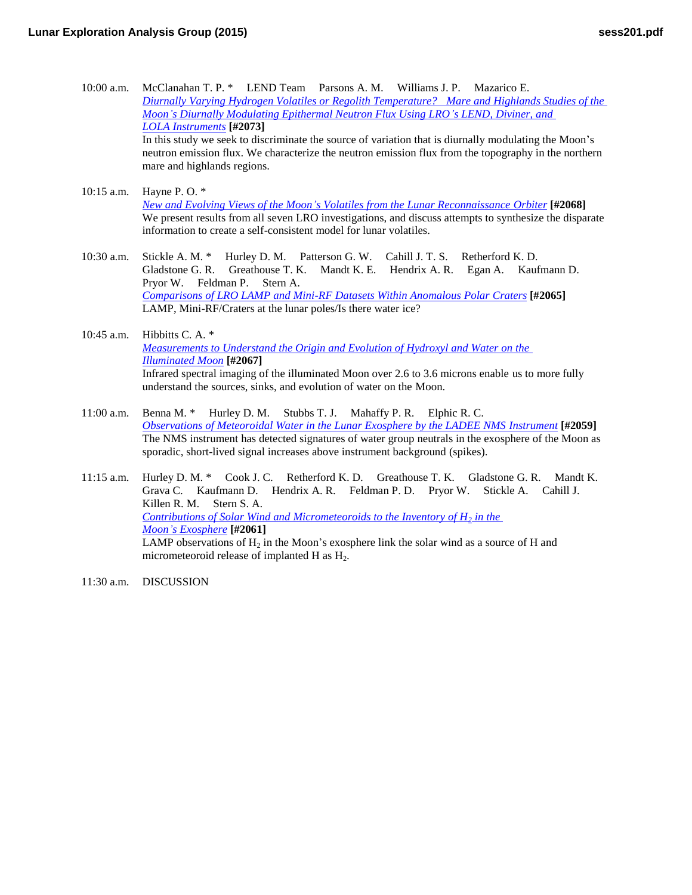10:00 a.m. McClanahan T. P. * LEND Team Parsons A. M. Williams J. P. Mazarico E.
*Diurnally Varying Hydrogen Volatiles or Regolith Temperature? Mare and Highlands Studies of the Moon's Diurnally Modulating Epithermal Neutron Flux Using LRO's LEND, Diviner, and LOLA Instruments* **[#2073]**
In this study we seek to discriminate the source of variation that is diurnally modulating the Moon's neutron emission flux. We characterize the neutron emission flux from the topography in the northern mare and highlands regions.

10:15 a.m. Hayne P. O. *
*New and Evolving Views of the Moon's Volatiles from the Lunar Reconnaissance Orbiter* **[#2068]**
We present results from all seven LRO investigations, and discuss attempts to synthesize the disparate information to create a self-consistent model for lunar volatiles.

10:30 a.m. Stickle A. M. * Hurley D. M. Patterson G. W. Cahill J. T. S. Retherford K. D. Gladstone G. R. Greathouse T. K. Mandt K. E. Hendrix A. R. Egan A. Kaufmann D. Pryor W. Feldman P. Stern A.
*Comparisons of LRO LAMP and Mini-RF Datasets Within Anomalous Polar Craters* **[#2065]**
LAMP, Mini-RF/Craters at the lunar poles/Is there water ice?

10:45 a.m. Hibbitts C. A. *
*Measurements to Understand the Origin and Evolution of Hydroxyl and Water on the Illuminated Moon* **[#2067]**
Infrared spectral imaging of the illuminated Moon over 2.6 to 3.6 microns enable us to more fully understand the sources, sinks, and evolution of water on the Moon.

11:00 a.m. Benna M. * Hurley D. M. Stubbs T. J. Mahaffy P. R. Elphic R. C.
*Observations of Meteoroidal Water in the Lunar Exosphere by the LADEE NMS Instrument* **[#2059]**
The NMS instrument has detected signatures of water group neutrals in the exosphere of the Moon as sporadic, short-lived signal increases above instrument background (spikes).

11:15 a.m. Hurley D. M. * Cook J. C. Retherford K. D. Greathouse T. K. Gladstone G. R. Mandt K. Grava C. Kaufmann D. Hendrix A. R. Feldman P. D. Pryor W. Stickle A. Cahill J. Killen R. M. Stern S. A.
*Contributions of Solar Wind and Micrometeoroids to the Inventory of $H_2$ in the Moon's Exosphere* **[#2061]**
LAMP observations of $H_2$ in the Moon's exosphere link the solar wind as a source of H and micrometeoroid release of implanted H as $H_2$.

11:30 a.m. DISCUSSION